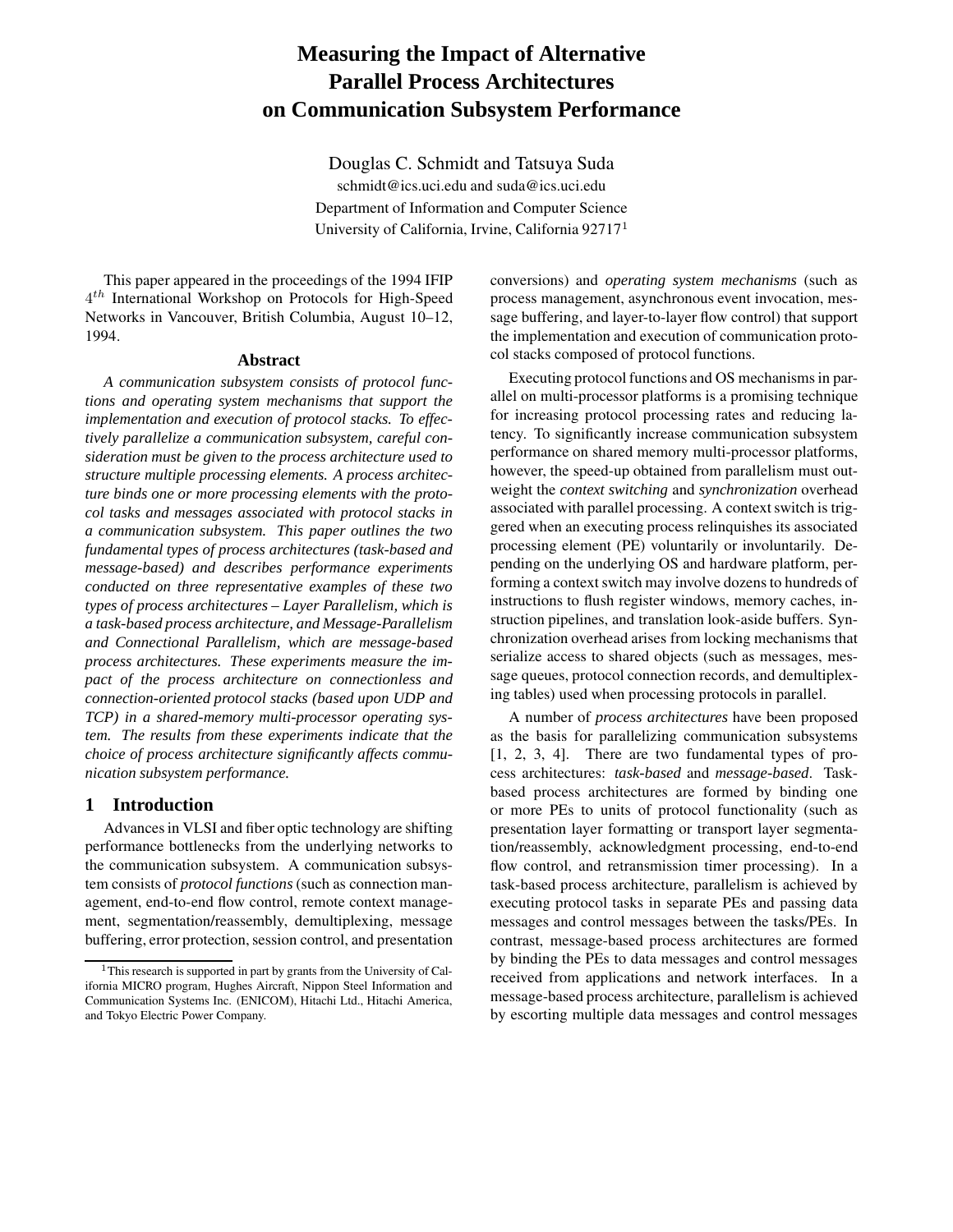# Measuring the Impact of Alternative Parallel Process Architectures on Communication Subsystem Performance

Douglas C. Schmidt and Tatsuya Suda

schmidt@ics.uci.edu and suda@ics.uci.edu

Department of Information and Computer Science

University of California, Irvine, California 92717[1]

This paper appeared in the proceedings of the 1994 IFIP $4^{th}$ International Workshop on Protocols for High-Speed Networks in Vancouver, British Columbia, August 10–12, 1994.

### Abstract

*A communication subsystem consists of protocol functions and operating system mechanisms that support the implementation and execution of protocol stacks. To effectively parallelize a communication subsystem, careful consideration must be given to the process architecture used to structure multiple processing elements. A process architecture binds one or more processing elements with the protocol tasks and messages associated with protocol stacks in a communication subsystem. This paper outlines the two fundamental types of process architectures (task-based and message-based) and describes performance experiments conducted on three representative examples of these two types of process architectures – Layer Parallelism, which is a task-based process architecture, and Message-Parallelism and Connectional Parallelism, which are message-based process architectures. These experiments measure the impact of the process architecture on connectionless and connection-oriented protocol stacks (based upon UDP and TCP) in a shared-memory multi-processor operating system. The results from these experiments indicate that the choice of process architecture significantly affects communication subsystem performance.*

## 1 Introduction

Advances in VLSI and fiber optic technology are shifting performance bottlenecks from the underlying networks to the communication subsystem. A communication subsystem consists of *protocol functions* (such as connection management, end-to-end flow control, remote context management, segmentation/reassembly, demultiplexing, message buffering, error protection, session control, and presentation conversions) and *operating system mechanisms* (such as process management, asynchronous event invocation, message buffering, and layer-to-layer flow control) that support the implementation and execution of communication protocol stacks composed of protocol functions.

Executing protocol functions and OS mechanisms in parallel on multi-processor platforms is a promising technique for increasing protocol processing rates and reducing latency. To significantly increase communication subsystem performance on shared memory multi-processor platforms, however, the speed-up obtained from parallelism must outweight the *context switching* and *synchronization* overhead associated with parallel processing. A context switch is triggered when an executing process relinquishes its associated processing element (PE) voluntarily or involuntarily. Depending on the underlying OS and hardware platform, performing a context switch may involve dozens to hundreds of instructions to flush register windows, memory caches, instruction pipelines, and translation look-aside buffers. Synchronization overhead arises from locking mechanisms that serialize access to shared objects (such as messages, message queues, protocol connection records, and demultiplexing tables) used when processing protocols in parallel.

A number of *process architectures* have been proposed as the basis for parallelizing communication subsystems [1, 2, 3, 4]. There are two fundamental types of process architectures: *task-based* and *message-based*. Task-based process architectures are formed by binding one or more PEs to units of protocol functionality (such as presentation layer formatting or transport layer segmentation/reassembly, acknowledgment processing, end-to-end flow control, and retransmission timer processing). In a task-based process architecture, parallelism is achieved by executing protocol tasks in separate PEs and passing data messages and control messages between the tasks/PEs. In contrast, message-based process architectures are formed by binding the PEs to data messages and control messages received from applications and network interfaces. In a message-based process architecture, parallelism is achieved by escorting multiple data messages and control messages

[1] This research is supported in part by grants from the University of California MICRO program, Hughes Aircraft, Nippon Steel Information and Communication Systems Inc. (ENICOM), Hitachi Ltd., Hitachi America, and Tokyo Electric Power Company.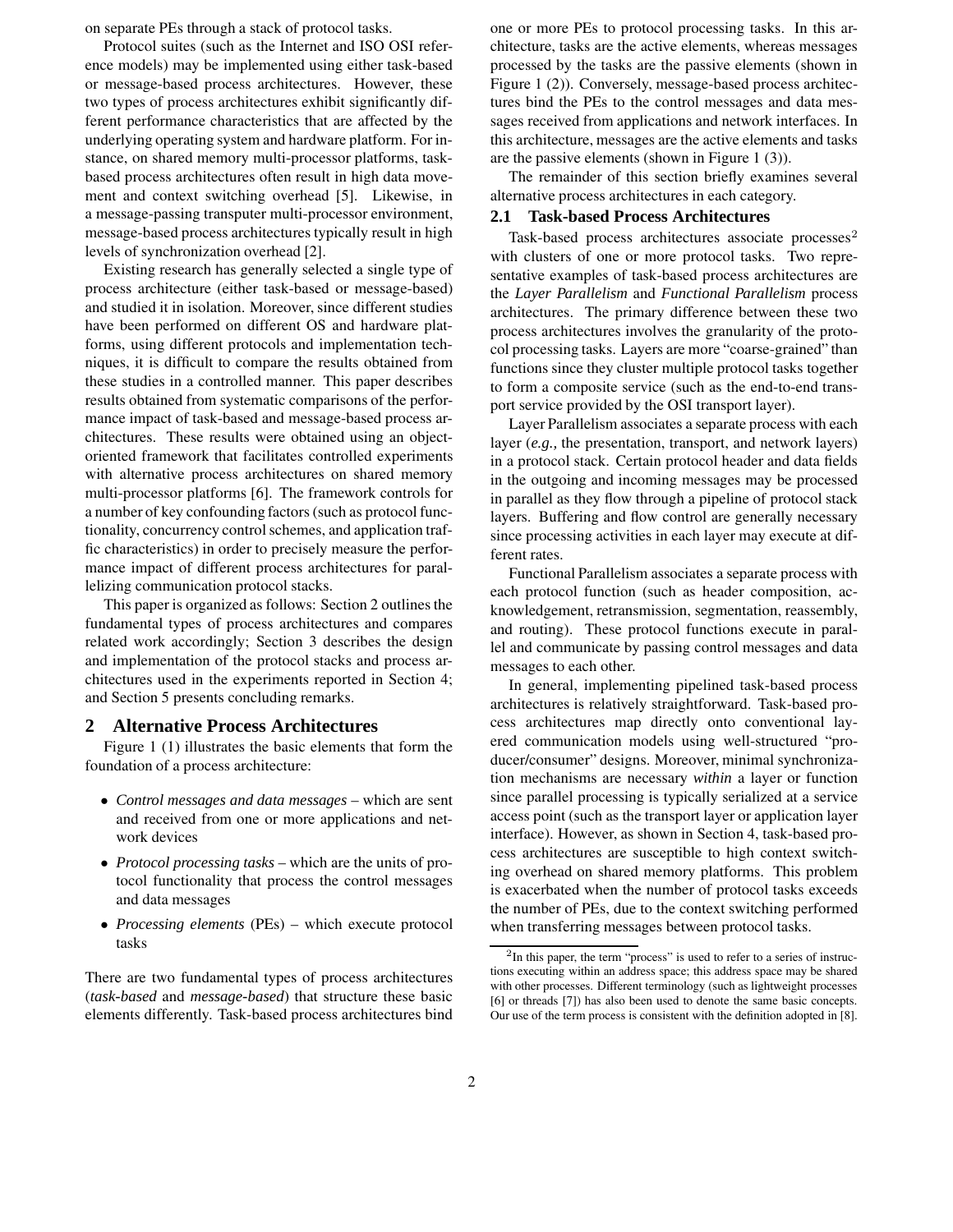on separate PEs through a stack of protocol tasks.

Protocol suites (such as the Internet and ISO OSI reference models) may be implemented using either task-based or message-based process architectures. However, these two types of process architectures exhibit significantly different performance characteristics that are affected by the underlying operating system and hardware platform. For instance, on shared memory multi-processor platforms, task-based process architectures often result in high data movement and context switching overhead [5]. Likewise, in a message-passing transputer multi-processor environment, message-based process architectures typically result in high levels of synchronization overhead [2].

Existing research has generally selected a single type of process architecture (either task-based or message-based) and studied it in isolation. Moreover, since different studies have been performed on different OS and hardware platforms, using different protocols and implementation techniques, it is difficult to compare the results obtained from these studies in a controlled manner. This paper describes results obtained from systematic comparisons of the performance impact of task-based and message-based process architectures. These results were obtained using an object-oriented framework that facilitates controlled experiments with alternative process architectures on shared memory multi-processor platforms [6]. The framework controls for a number of key confounding factors (such as protocol functionality, concurrency control schemes, and application traffic characteristics) in order to precisely measure the performance impact of different process architectures for parallelizing communication protocol stacks.

This paper is organized as follows: Section 2 outlines the fundamental types of process architectures and compares related work accordingly; Section 3 describes the design and implementation of the protocol stacks and process architectures used in the experiments reported in Section 4; and Section 5 presents concluding remarks.

## 2 Alternative Process Architectures

Figure 1 (1) illustrates the basic elements that form the foundation of a process architecture:

- *Control messages and data messages* – which are sent and received from one or more applications and network devices
- *Protocol processing tasks* – which are the units of protocol functionality that process the control messages and data messages
- *Processing elements* (PEs) – which execute protocol tasks

There are two fundamental types of process architectures (*task-based* and *message-based*) that structure these basic elements differently. Task-based process architectures bind one or more PEs to protocol processing tasks. In this architecture, tasks are the active elements, whereas messages processed by the tasks are the passive elements (shown in Figure 1 (2)). Conversely, message-based process architectures bind the PEs to the control messages and data messages received from applications and network interfaces. In this architecture, messages are the active elements and tasks are the passive elements (shown in Figure 1 (3)).

The remainder of this section briefly examines several alternative process architectures in each category.

### 2.1 Task-based Process Architectures

Task-based process architectures associate processes[2] with clusters of one or more protocol tasks. Two representative examples of task-based process architectures are the *Layer Parallelism* and *Functional Parallelism* process architectures. The primary difference between these two process architectures involves the granularity of the protocol processing tasks. Layers are more "coarse-grained" than functions since they cluster multiple protocol tasks together to form a composite service (such as the end-to-end transport service provided by the OSI transport layer).

Layer Parallelism associates a separate process with each layer (*e.g.,* the presentation, transport, and network layers) in a protocol stack. Certain protocol header and data fields in the outgoing and incoming messages may be processed in parallel as they flow through a pipeline of protocol stack layers. Buffering and flow control are generally necessary since processing activities in each layer may execute at different rates.

Functional Parallelism associates a separate process with each protocol function (such as header composition, acknowledgement, retransmission, segmentation, reassembly, and routing). These protocol functions execute in parallel and communicate by passing control messages and data messages to each other.

In general, implementing pipelined task-based process architectures is relatively straightforward. Task-based process architectures map directly onto conventional layered communication models using well-structured "producer/consumer" designs. Moreover, minimal synchronization mechanisms are necessary *within* a layer or function since parallel processing is typically serialized at a service access point (such as the transport layer or application layer interface). However, as shown in Section 4, task-based process architectures are susceptible to high context switching overhead on shared memory platforms. This problem is exacerbated when the number of protocol tasks exceeds the number of PEs, due to the context switching performed when transferring messages between protocol tasks.

[2] In this paper, the term "process" is used to refer to a series of instructions executing within an address space; this address space may be shared with other processes. Different terminology (such as lightweight processes [6] or threads [7]) has also been used to denote the same basic concepts. Our use of the term process is consistent with the definition adopted in [8].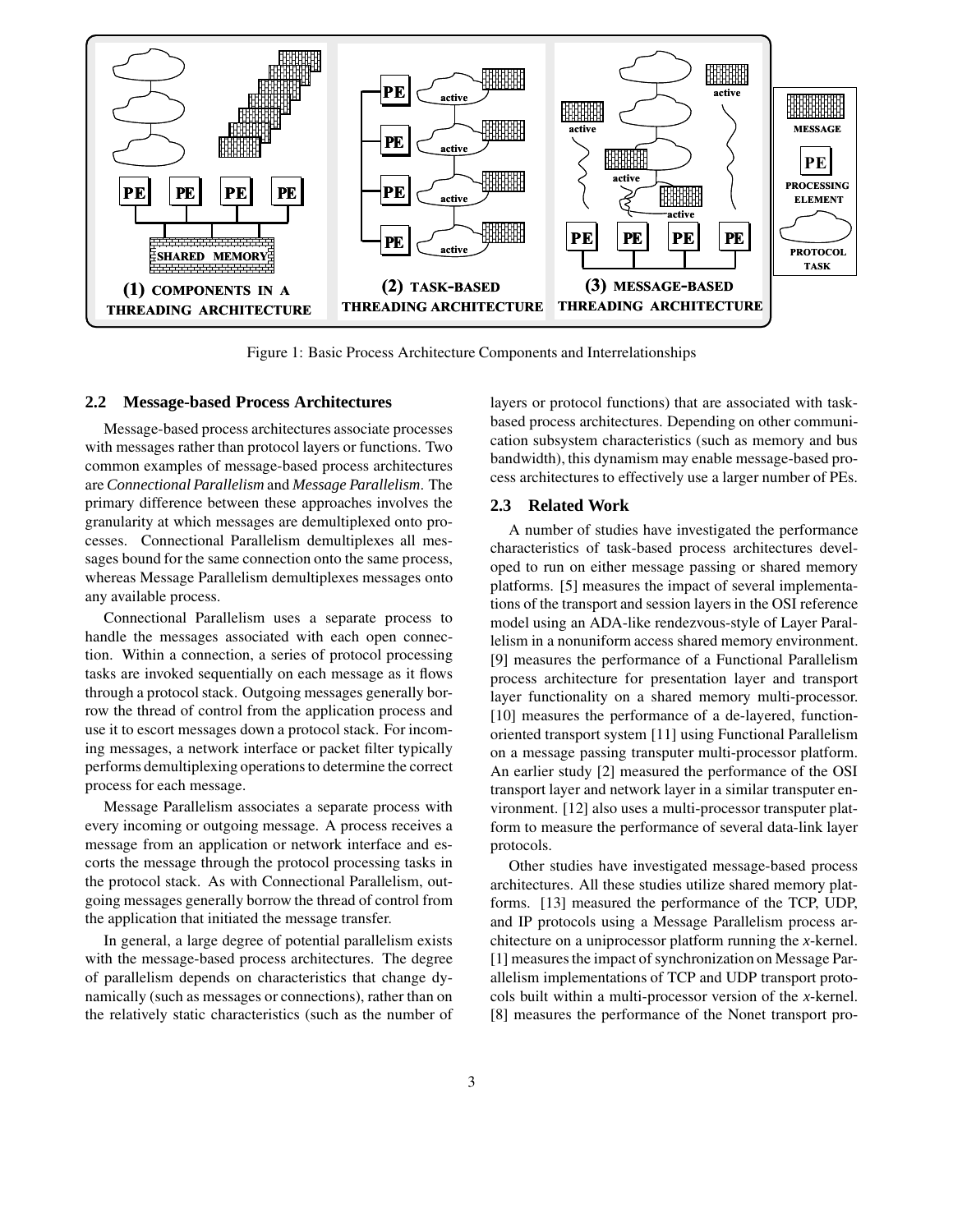Figure 1: Basic Process Architecture Components and Interrelationships

### 2.2 Message-based Process Architectures

Message-based process architectures associate processes with messages rather than protocol layers or functions. Two common examples of message-based process architectures are *Connectional Parallelism* and *Message Parallelism*. The primary difference between these approaches involves the granularity at which messages are demultiplexed onto processes. Connectional Parallelism demultiplexes all messages bound for the same connection onto the same process, whereas Message Parallelism demultiplexes messages onto any available process.

Connectional Parallelism uses a separate process to handle the messages associated with each open connection. Within a connection, a series of protocol processing tasks are invoked sequentially on each message as it flows through a protocol stack. Outgoing messages generally borrow the thread of control from the application process and use it to escort messages down a protocol stack. For incoming messages, a network interface or packet filter typically performs demultiplexing operations to determine the correct process for each message.

Message Parallelism associates a separate process with every incoming or outgoing message. A process receives a message from an application or network interface and escorts the message through the protocol processing tasks in the protocol stack. As with Connectional Parallelism, outgoing messages generally borrow the thread of control from the application that initiated the message transfer.

In general, a large degree of potential parallelism exists with the message-based process architectures. The degree of parallelism depends on characteristics that change dynamically (such as messages or connections), rather than on the relatively static characteristics (such as the number of layers or protocol functions) that are associated with task-based process architectures. Depending on other communication subsystem characteristics (such as memory and bus bandwidth), this dynamism may enable message-based process architectures to effectively use a larger number of PEs.

### 2.3 Related Work

A number of studies have investigated the performance characteristics of task-based process architectures developed to run on either message passing or shared memory platforms. [5] measures the impact of several implementations of the transport and session layers in the OSI reference model using an ADA-like rendezvous-style of Layer Parallelism in a nonuniform access shared memory environment. [9] measures the performance of a Functional Parallelism process architecture for presentation layer and transport layer functionality on a shared memory multi-processor. [10] measures the performance of a de-layered, function-oriented transport system [11] using Functional Parallelism on a message passing transputer multi-processor platform. An earlier study [2] measured the performance of the OSI transport layer and network layer in a similar transputer environment. [12] also uses a multi-processor transputer platform to measure the performance of several data-link layer protocols.

Other studies have investigated message-based process architectures. All these studies utilize shared memory platforms. [13] measured the performance of the TCP, UDP, and IP protocols using a Message Parallelism process architecture on a uniprocessor platform running the *x*-kernel. [1] measures the impact of synchronization on Message Parallelism implementations of TCP and UDP transport protocols built within a multi-processor version of the *x*-kernel. [8] measures the performance of the Nonet transport pro-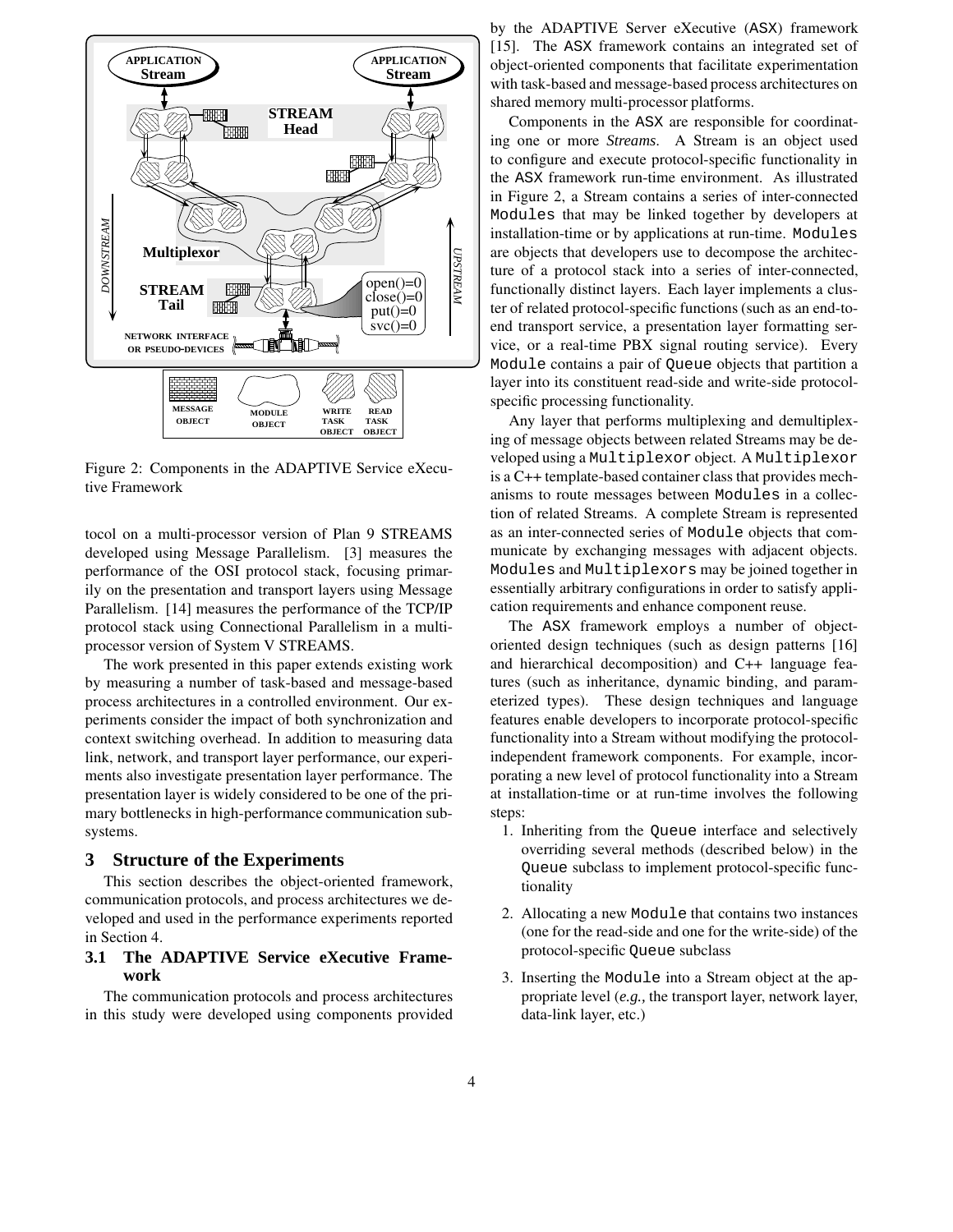Figure 2: Components in the ADAPTIVE Service eXecutive Framework

tocol on a multi-processor version of Plan 9 STREAMS developed using Message Parallelism. [3] measures the performance of the OSI protocol stack, focusing primarily on the presentation and transport layers using Message Parallelism. [14] measures the performance of the TCP/IP protocol stack using Connectional Parallelism in a multi-processor version of System V STREAMS.

The work presented in this paper extends existing work by measuring a number of task-based and message-based process architectures in a controlled environment. Our experiments consider the impact of both synchronization and context switching overhead. In addition to measuring data link, network, and transport layer performance, our experiments also investigate presentation layer performance. The presentation layer is widely considered to be one of the primary bottlenecks in high-performance communication subsystems.

## 3 Structure of the Experiments

This section describes the object-oriented framework, communication protocols, and process architectures we developed and used in the performance experiments reported in Section 4.

### 3.1 The ADAPTIVE Service eXecutive Framework

The communication protocols and process architectures in this study were developed using components provided by the ADAPTIVE Server eXecutive (`ASX`) framework [15]. The `ASX` framework contains an integrated set of object-oriented components that facilitate experimentation with task-based and message-based process architectures on shared memory multi-processor platforms.

Components in the `ASX` are responsible for coordinating one or more *Streams*. A Stream is an object used to configure and execute protocol-specific functionality in the `ASX` framework run-time environment. As illustrated in Figure 2, a Stream contains a series of inter-connected `Modules` that may be linked together by developers at installation-time or by applications at run-time. `Modules` are objects that developers use to decompose the architecture of a protocol stack into a series of inter-connected, functionally distinct layers. Each layer implements a cluster of related protocol-specific functions (such as an end-to-end transport service, a presentation layer formatting service, or a real-time PBX signal routing service). Every `Module` contains a pair of `Queue` objects that partition a layer into its constituent read-side and write-side protocol-specific processing functionality.

Any layer that performs multiplexing and demultiplexing of message objects between related Streams may be developed using a `Multiplexor` object. A `Multiplexor` is a C++ template-based container class that provides mechanisms to route messages between `Modules` in a collection of related Streams. A complete Stream is represented as an inter-connected series of `Module` objects that communicate by exchanging messages with adjacent objects. `Modules` and `Multiplexors` may be joined together in essentially arbitrary configurations in order to satisfy application requirements and enhance component reuse.

The `ASX` framework employs a number of object-oriented design techniques (such as design patterns [16] and hierarchical decomposition) and C++ language features (such as inheritance, dynamic binding, and parameterized types). These design techniques and language features enable developers to incorporate protocol-specific functionality into a Stream without modifying the protocol-independent framework components. For example, incorporating a new level of protocol functionality into a Stream at installation-time or at run-time involves the following steps:

1. Inheriting from the `Queue` interface and selectively overriding several methods (described below) in the `Queue` subclass to implement protocol-specific functionality
2. Allocating a new `Module` that contains two instances (one for the read-side and one for the write-side) of the protocol-specific `Queue` subclass
3. Inserting the `Module` into a Stream object at the appropriate level (*e.g.,* the transport layer, network layer, data-link layer, etc.)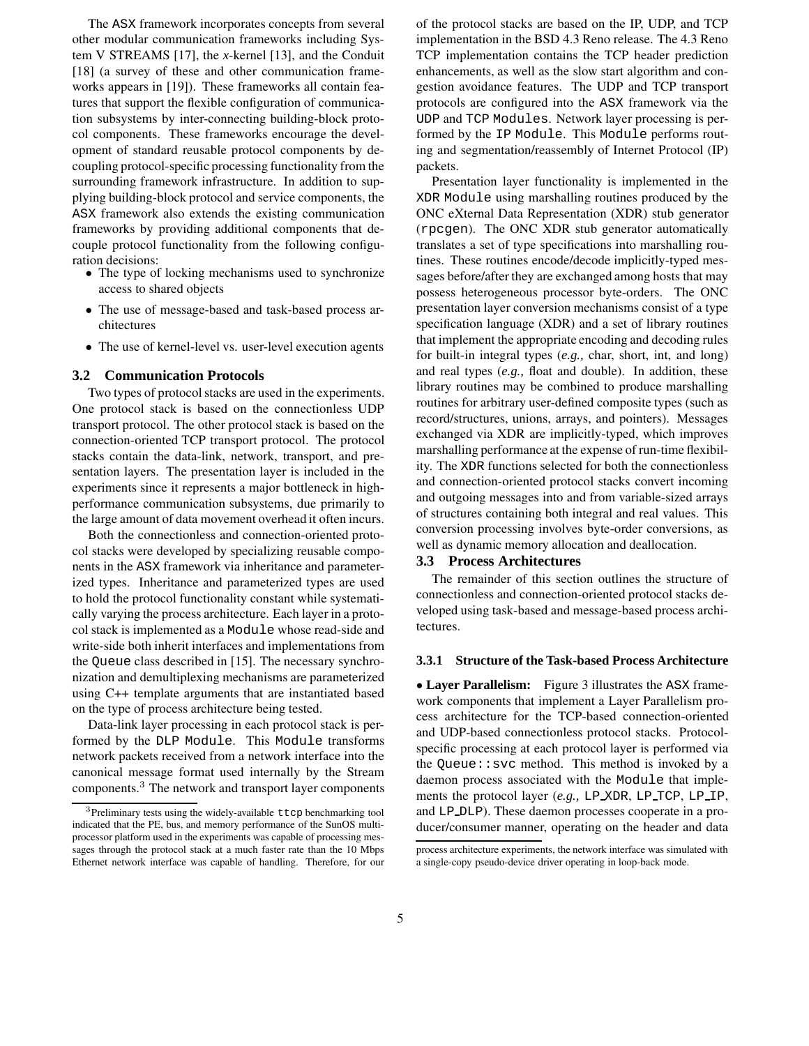The ASX framework incorporates concepts from several other modular communication frameworks including System V STREAMS [17], the *x*-kernel [13], and the Conduit [18] (a survey of these and other communication frameworks appears in [19]). These frameworks all contain features that support the flexible configuration of communication subsystems by inter-connecting building-block protocol components. These frameworks encourage the development of standard reusable protocol components by decoupling protocol-specific processing functionality from the surrounding framework infrastructure. In addition to supplying building-block protocol and service components, the ASX framework also extends the existing communication frameworks by providing additional components that decouple protocol functionality from the following configuration decisions:

- The type of locking mechanisms used to synchronize access to shared objects
- The use of message-based and task-based process architectures
- The use of kernel-level vs. user-level execution agents

### 3.2 Communication Protocols

Two types of protocol stacks are used in the experiments. One protocol stack is based on the connectionless UDP transport protocol. The other protocol stack is based on the connection-oriented TCP transport protocol. The protocol stacks contain the data-link, network, transport, and presentation layers. The presentation layer is included in the experiments since it represents a major bottleneck in high-performance communication subsystems, due primarily to the large amount of data movement overhead it often incurs.

Both the connectionless and connection-oriented protocol stacks were developed by specializing reusable components in the ASX framework via inheritance and parameterized types. Inheritance and parameterized types are used to hold the protocol functionality constant while systematically varying the process architecture. Each layer in a protocol stack is implemented as a `Module` whose read-side and write-side both inherit interfaces and implementations from the `Queue` class described in [15]. The necessary synchronization and demultiplexing mechanisms are parameterized using C++ template arguments that are instantiated based on the type of process architecture being tested.

Data-link layer processing in each protocol stack is performed by the `DLP Module`. This `Module` transforms network packets received from a network interface into the canonical message format used internally by the Stream components.[3] The network and transport layer components of the protocol stacks are based on the IP, UDP, and TCP implementation in the BSD 4.3 Reno release. The 4.3 Reno TCP implementation contains the TCP header prediction enhancements, as well as the slow start algorithm and congestion avoidance features. The UDP and TCP transport protocols are configured into the ASX framework via the `UDP` and `TCP Modules`. Network layer processing is performed by the `IP Module`. This `Module` performs routing and segmentation/reassembly of Internet Protocol (IP) packets.

Presentation layer functionality is implemented in the `XDR Module` using marshalling routines produced by the ONC eXternal Data Representation (XDR) stub generator (`rpcgen`). The ONC XDR stub generator automatically translates a set of type specifications into marshalling routines. These routines encode/decode implicitly-typed messages before/after they are exchanged among hosts that may possess heterogeneous processor byte-orders. The ONC presentation layer conversion mechanisms consist of a type specification language (XDR) and a set of library routines that implement the appropriate encoding and decoding rules for built-in integral types (*e.g.,* char, short, int, and long) and real types (*e.g.,* float and double). In addition, these library routines may be combined to produce marshalling routines for arbitrary user-defined composite types (such as record/structures, unions, arrays, and pointers). Messages exchanged via XDR are implicitly-typed, which improves marshalling performance at the expense of run-time flexibility. The XDR functions selected for both the connectionless and connection-oriented protocol stacks convert incoming and outgoing messages into and from variable-sized arrays of structures containing both integral and real values. This conversion processing involves byte-order conversions, as well as dynamic memory allocation and deallocation.

### 3.3 Process Architectures

The remainder of this section outlines the structure of connectionless and connection-oriented protocol stacks developed using task-based and message-based process architectures.

#### 3.3.1 Structure of the Task-based Process Architecture

• **Layer Parallelism:** Figure 3 illustrates the ASX framework components that implement a Layer Parallelism process architecture for the TCP-based connection-oriented and UDP-based connectionless protocol stacks. Protocol-specific processing at each protocol layer is performed via the `Queue::svc` method. This method is invoked by a daemon process associated with the `Module` that implements the protocol layer (*e.g.,* `LP_XDR`, `LP_TCP`, `LP_IP`, and `LP_DLP`). These daemon processes cooperate in a producer/consumer manner, operating on the header and data

[3] Preliminary tests using the widely-available `ttcp` benchmarking tool indicated that the PE, bus, and memory performance of the SunOS multi-processor platform used in the experiments was capable of processing messages through the protocol stack at a much faster rate than the 10 Mbps Ethernet network interface was capable of handling. Therefore, for our process architecture experiments, the network interface was simulated with a single-copy pseudo-device driver operating in loop-back mode.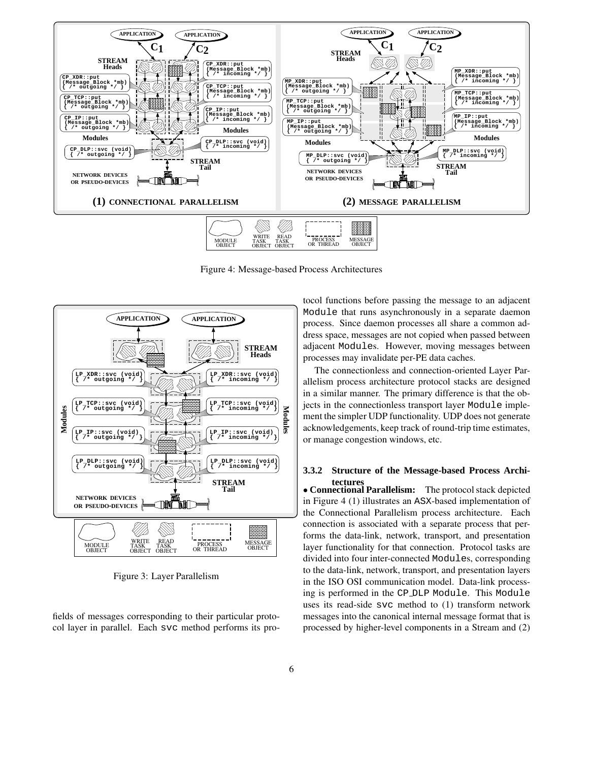Figure 4: Message-based Process Architectures

Figure 3: Layer Parallelism

fields of messages corresponding to their particular protocol layer in parallel. Each `svc` method performs its protocol functions before passing the message to an adjacent `Module` that runs asynchronously in a separate daemon process. Since daemon processes all share a common address space, messages are not copied when passed between adjacent `Module`s. However, moving messages between processes may invalidate per-PE data caches.

The connectionless and connection-oriented Layer Parallelism process architecture protocol stacks are designed in a similar manner. The primary difference is that the objects in the connectionless transport layer `Module` implement the simpler UDP functionality. UDP does not generate acknowledgements, keep track of round-trip time estimates, or manage congestion windows, etc.

#### 3.3.2 Structure of the Message-based Process Architectures

- **Connectional Parallelism:** The protocol stack depicted in Figure 4 (1) illustrates an ASX-based implementation of the Connectional Parallelism process architecture. Each connection is associated with a separate process that performs the data-link, network, transport, and presentation layer functionality for that connection. Protocol tasks are divided into four inter-connected `Module`s, corresponding to the data-link, network, transport, and presentation layers in the ISO OSI communication model. Data-link processing is performed in the `CP_DLP Module`. This `Module` uses its read-side `svc` method to (1) transform network messages into the canonical internal message format that is processed by higher-level components in a Stream and (2)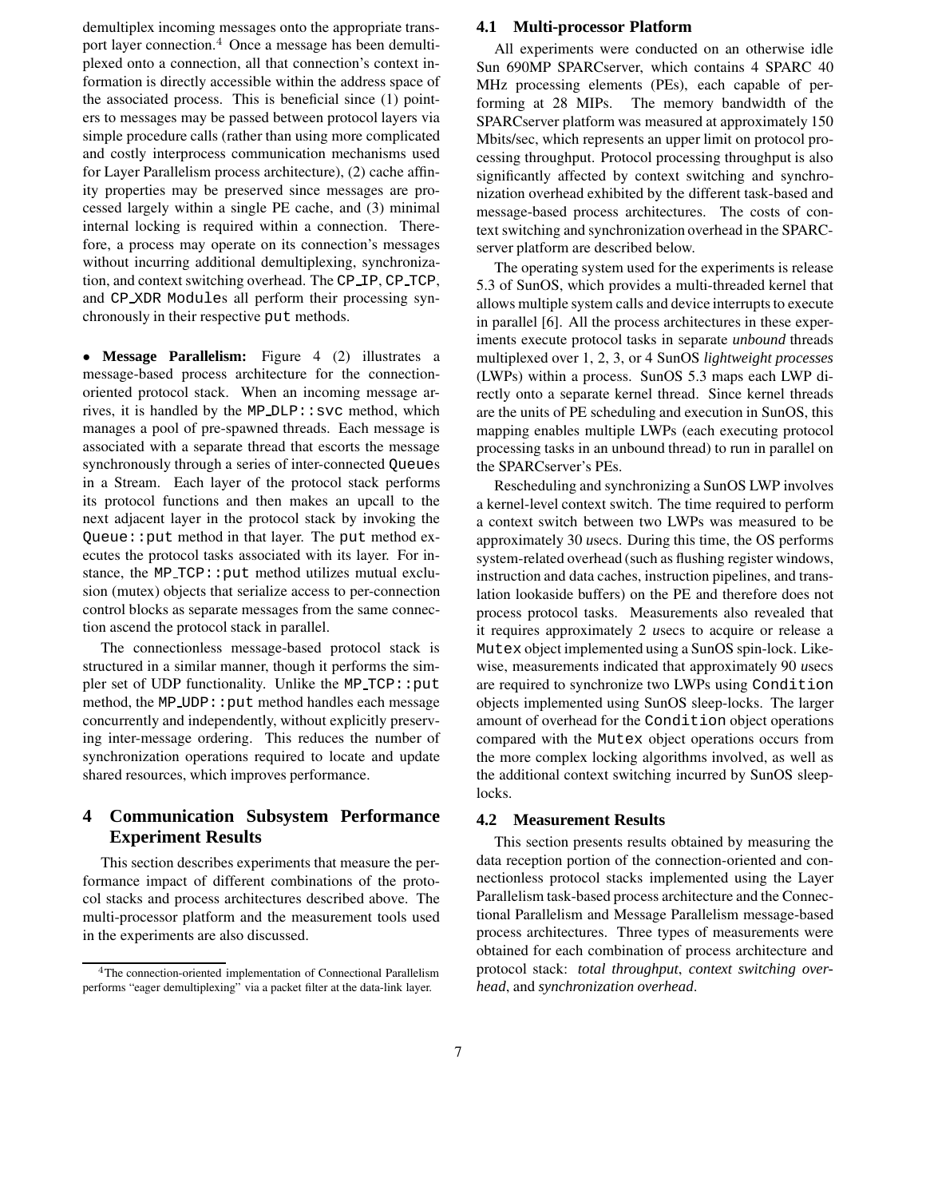demultiplex incoming messages onto the appropriate transport layer connection.[4] Once a message has been demultiplexed onto a connection, all that connection's context information is directly accessible within the address space of the associated process. This is beneficial since (1) pointers to messages may be passed between protocol layers via simple procedure calls (rather than using more complicated and costly interprocess communication mechanisms used for Layer Parallelism process architecture), (2) cache affinity properties may be preserved since messages are processed largely within a single PE cache, and (3) minimal internal locking is required within a connection. Therefore, a process may operate on its connection's messages without incurring additional demultiplexing, synchronization, and context switching overhead. The `CP_IP`, `CP_TCP`, and `CP_XDR Module`s all perform their processing synchronously in their respective `put` methods.

• **Message Parallelism:** Figure 4 (2) illustrates a message-based process architecture for the connection-oriented protocol stack. When an incoming message arrives, it is handled by the `MP_DLP::svc` method, which manages a pool of pre-spawned threads. Each message is associated with a separate thread that escorts the message synchronously through a series of inter-connected `Queue`s in a Stream. Each layer of the protocol stack performs its protocol functions and then makes an upcall to the next adjacent layer in the protocol stack by invoking the `Queue::put` method in that layer. The `put` method executes the protocol tasks associated with its layer. For instance, the `MP_TCP::put` method utilizes mutual exclusion (mutex) objects that serialize access to per-connection control blocks as separate messages from the same connection ascend the protocol stack in parallel.

The connectionless message-based protocol stack is structured in a similar manner, though it performs the simpler set of UDP functionality. Unlike the `MP_TCP::put` method, the `MP_UDP::put` method handles each message concurrently and independently, without explicitly preserving inter-message ordering. This reduces the number of synchronization operations required to locate and update shared resources, which improves performance.

# 4 Communication Subsystem Performance Experiment Results

This section describes experiments that measure the performance impact of different combinations of the protocol stacks and process architectures described above. The multi-processor platform and the measurement tools used in the experiments are also discussed.

## 4.1 Multi-processor Platform

All experiments were conducted on an otherwise idle Sun 690MP SPARCserver, which contains 4 SPARC 40 MHz processing elements (PEs), each capable of performing at 28 MIPs. The memory bandwidth of the SPARCserver platform was measured at approximately 150 Mbits/sec, which represents an upper limit on protocol processing throughput. Protocol processing throughput is also significantly affected by context switching and synchronization overhead exhibited by the different task-based and message-based process architectures. The costs of context switching and synchronization overhead in the SPARCserver platform are described below.

The operating system used for the experiments is release 5.3 of SunOS, which provides a multi-threaded kernel that allows multiple system calls and device interrupts to execute in parallel [6]. All the process architectures in these experiments execute protocol tasks in separate *unbound* threads multiplexed over 1, 2, 3, or 4 SunOS *lightweight processes* (LWPs) within a process. SunOS 5.3 maps each LWP directly onto a separate kernel thread. Since kernel threads are the units of PE scheduling and execution in SunOS, this mapping enables multiple LWPs (each executing protocol processing tasks in an unbound thread) to run in parallel on the SPARCserver's PEs.

Rescheduling and synchronizing a SunOS LWP involves a kernel-level context switch. The time required to perform a context switch between two LWPs was measured to be approximately 30 *u*secs. During this time, the OS performs system-related overhead (such as flushing register windows, instruction and data caches, instruction pipelines, and translation lookaside buffers) on the PE and therefore does not process protocol tasks. Measurements also revealed that it requires approximately 2 *u*secs to acquire or release a `Mutex` object implemented using a SunOS spin-lock. Likewise, measurements indicated that approximately 90 *u*secs are required to synchronize two LWPs using `Condition` objects implemented using SunOS sleep-locks. The larger amount of overhead for the `Condition` object operations compared with the `Mutex` object operations occurs from the more complex locking algorithms involved, as well as the additional context switching incurred by SunOS sleep-locks.

## 4.2 Measurement Results

This section presents results obtained by measuring the data reception portion of the connection-oriented and connectionless protocol stacks implemented using the Layer Parallelism task-based process architecture and the Connectional Parallelism and Message Parallelism message-based process architectures. Three types of measurements were obtained for each combination of process architecture and protocol stack: *total throughput*, *context switching overhead*, and *synchronization overhead*.

[4] The connection-oriented implementation of Connectional Parallelism performs "eager demultiplexing" via a packet filter at the data-link layer.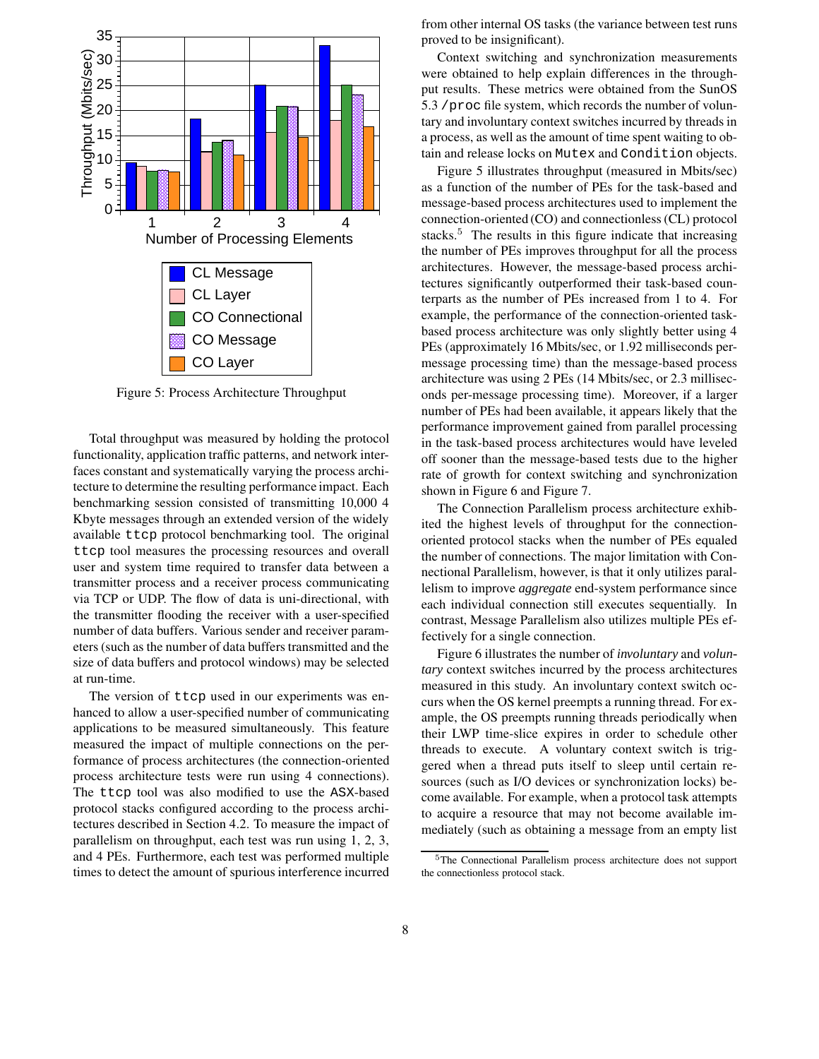Figure 5: Process Architecture Throughput

Total throughput was measured by holding the protocol functionality, application traffic patterns, and network interfaces constant and systematically varying the process architecture to determine the resulting performance impact. Each benchmarking session consisted of transmitting 10,000 4 Kbyte messages through an extended version of the widely available `ttcp` protocol benchmarking tool. The original `ttcp` tool measures the processing resources and overall user and system time required to transfer data between a transmitter process and a receiver process communicating via TCP or UDP. The flow of data is uni-directional, with the transmitter flooding the receiver with a user-specified number of data buffers. Various sender and receiver parameters (such as the number of data buffers transmitted and the size of data buffers and protocol windows) may be selected at run-time.

The version of `ttcp` used in our experiments was enhanced to allow a user-specified number of communicating applications to be measured simultaneously. This feature measured the impact of multiple connections on the performance of process architectures (the connection-oriented process architecture tests were run using 4 connections). The `ttcp` tool was also modified to use the ASX-based protocol stacks configured according to the process architectures described in Section 4.2. To measure the impact of parallelism on throughput, each test was run using 1, 2, 3, and 4 PEs. Furthermore, each test was performed multiple times to detect the amount of spurious interference incurred from other internal OS tasks (the variance between test runs proved to be insignificant).

Context switching and synchronization measurements were obtained to help explain differences in the throughput results. These metrics were obtained from the SunOS 5.3 `/proc` file system, which records the number of voluntary and involuntary context switches incurred by threads in a process, as well as the amount of time spent waiting to obtain and release locks on `Mutex` and `Condition` objects.

Figure 5 illustrates throughput (measured in Mbits/sec) as a function of the number of PEs for the task-based and message-based process architectures used to implement the connection-oriented (CO) and connectionless (CL) protocol stacks.[5] The results in this figure indicate that increasing the number of PEs improves throughput for all the process architectures. However, the message-based process architectures significantly outperformed their task-based counterparts as the number of PEs increased from 1 to 4. For example, the performance of the connection-oriented task-based process architecture was only slightly better using 4 PEs (approximately 16 Mbits/sec, or 1.92 milliseconds per-message processing time) than the message-based process architecture was using 2 PEs (14 Mbits/sec, or 2.3 milliseconds per-message processing time). Moreover, if a larger number of PEs had been available, it appears likely that the performance improvement gained from parallel processing in the task-based process architectures would have leveled off sooner than the message-based tests due to the higher rate of growth for context switching and synchronization shown in Figure 6 and Figure 7.

The Connection Parallelism process architecture exhibited the highest levels of throughput for the connection-oriented protocol stacks when the number of PEs equaled the number of connections. The major limitation with Connectional Parallelism, however, is that it only utilizes parallelism to improve *aggregate* end-system performance since each individual connection still executes sequentially. In contrast, Message Parallelism also utilizes multiple PEs effectively for a single connection.

Figure 6 illustrates the number of *involuntary* and *voluntary* context switches incurred by the process architectures measured in this study. An involuntary context switch occurs when the OS kernel preempts a running thread. For example, the OS preempts running threads periodically when their LWP time-slice expires in order to schedule other threads to execute. A voluntary context switch is triggered when a thread puts itself to sleep until certain resources (such as I/O devices or synchronization locks) become available. For example, when a protocol task attempts to acquire a resource that may not become available immediately (such as obtaining a message from an empty list

[5] The Connectional Parallelism process architecture does not support the connectionless protocol stack.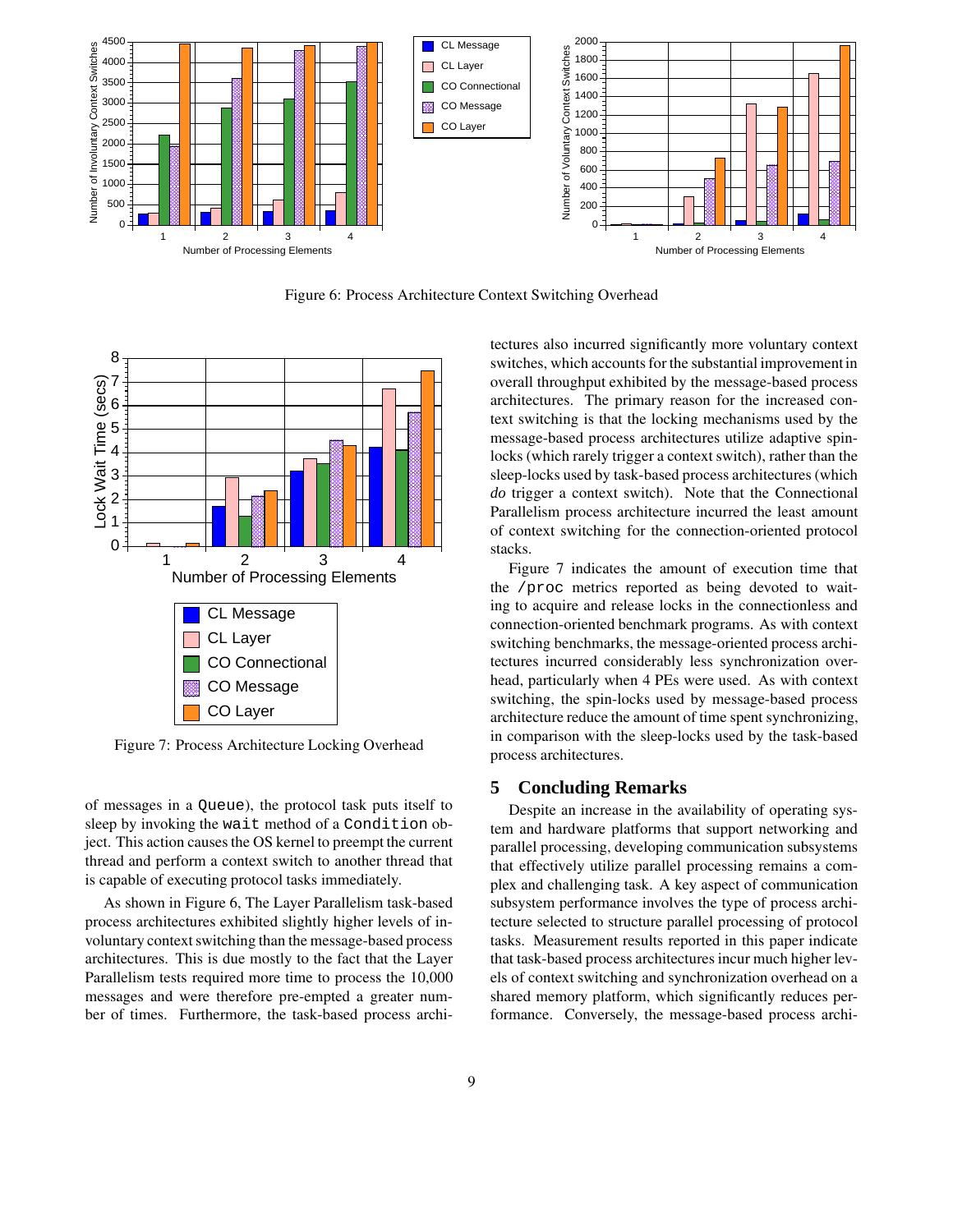Figure 6: Process Architecture Context Switching Overhead

Figure 7: Process Architecture Locking Overhead

of messages in a `Queue`), the protocol task puts itself to sleep by invoking the `wait` method of a `Condition` object. This action causes the OS kernel to preempt the current thread and perform a context switch to another thread that is capable of executing protocol tasks immediately.

As shown in Figure 6, The Layer Parallelism task-based process architectures exhibited slightly higher levels of involuntary context switching than the message-based process architectures. This is due mostly to the fact that the Layer Parallelism tests required more time to process the 10,000 messages and were therefore pre-empted a greater number of times. Furthermore, the task-based process architectures also incurred significantly more voluntary context switches, which accounts for the substantial improvement in overall throughput exhibited by the message-based process architectures. The primary reason for the increased context switching is that the locking mechanisms used by the message-based process architectures utilize adaptive spin-locks (which rarely trigger a context switch), rather than the sleep-locks used by task-based process architectures (which *do* trigger a context switch). Note that the Connectional Parallelism process architecture incurred the least amount of context switching for the connection-oriented protocol stacks.

Figure 7 indicates the amount of execution time that the `/proc` metrics reported as being devoted to waiting to acquire and release locks in the connectionless and connection-oriented benchmark programs. As with context switching benchmarks, the message-oriented process architectures incurred considerably less synchronization overhead, particularly when 4 PEs were used. As with context switching, the spin-locks used by message-based process architecture reduce the amount of time spent synchronizing, in comparison with the sleep-locks used by the task-based process architectures.

## 5 Concluding Remarks

Despite an increase in the availability of operating system and hardware platforms that support networking and parallel processing, developing communication subsystems that effectively utilize parallel processing remains a complex and challenging task. A key aspect of communication subsystem performance involves the type of process architecture selected to structure parallel processing of protocol tasks. Measurement results reported in this paper indicate that task-based process architectures incur much higher levels of context switching and synchronization overhead on a shared memory platform, which significantly reduces performance. Conversely, the message-based process archi-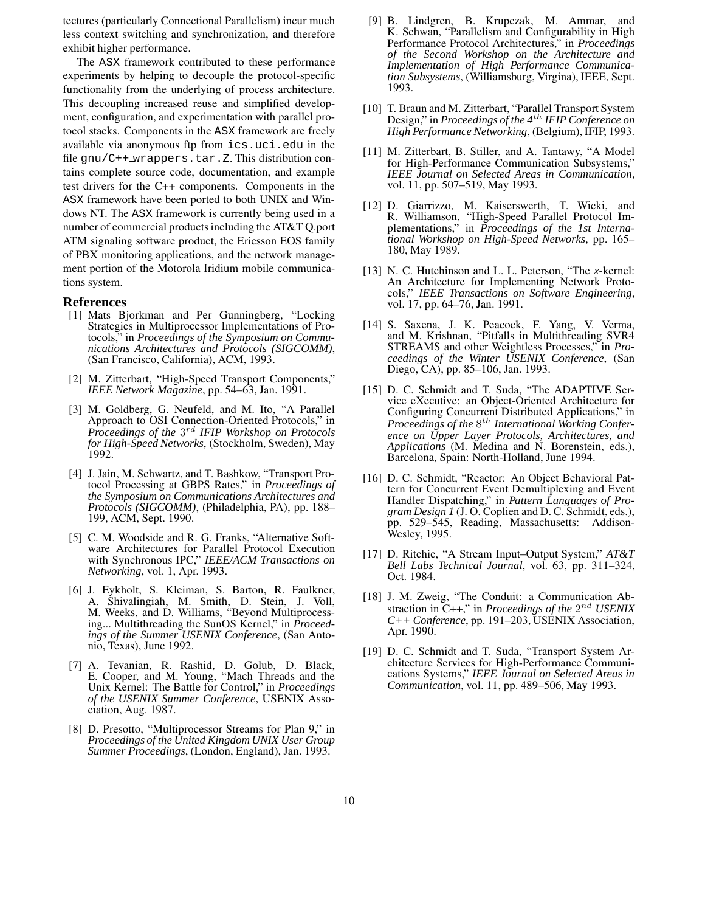tectures (particularly Connectional Parallelism) incur much less context switching and synchronization, and therefore exhibit higher performance.

The ASX framework contributed to these performance experiments by helping to decouple the protocol-specific functionality from the underlying of process architecture. This decoupling increased reuse and simplified development, configuration, and experimentation with parallel protocol stacks. Components in the ASX framework are freely available via anonymous ftp from `ics.uci.edu` in the file `gnu/C++_wrappers.tar.Z`. This distribution contains complete source code, documentation, and example test drivers for the C++ components. Components in the ASX framework have been ported to both UNIX and Windows NT. The ASX framework is currently being used in a number of commercial products including the AT&T Q.port ATM signaling software product, the Ericsson EOS family of PBX monitoring applications, and the network management portion of the Motorola Iridium mobile communications system.

## References

[1] Mats Bjorkman and Per Gunningberg, "Locking Strategies in Multiprocessor Implementations of Protocols," in *Proceedings of the Symposium on Communications Architectures and Protocols (SIGCOMM)*, (San Francisco, California), ACM, 1993.

[2] M. Zitterbart, "High-Speed Transport Components," *IEEE Network Magazine*, pp. 54–63, Jan. 1991.

[3] M. Goldberg, G. Neufeld, and M. Ito, "A Parallel Approach to OSI Connection-Oriented Protocols," in *Proceedings of the $3^{rd}$ IFIP Workshop on Protocols for High-Speed Networks*, (Stockholm, Sweden), May 1992.

[4] J. Jain, M. Schwartz, and T. Bashkow, "Transport Protocol Processing at GBPS Rates," in *Proceedings of the Symposium on Communications Architectures and Protocols (SIGCOMM)*, (Philadelphia, PA), pp. 188–199, ACM, Sept. 1990.

[5] C. M. Woodside and R. G. Franks, "Alternative Software Architectures for Parallel Protocol Execution with Synchronous IPC," *IEEE/ACM Transactions on Networking*, vol. 1, Apr. 1993.

[6] J. Eykholt, S. Kleiman, S. Barton, R. Faulkner, A. Shivalingiah, M. Smith, D. Stein, J. Voll, M. Weeks, and D. Williams, "Beyond Multiprocessing... Multithreading the SunOS Kernel," in *Proceedings of the Summer USENIX Conference*, (San Antonio, Texas), June 1992.

[7] A. Tevanian, R. Rashid, D. Golub, D. Black, E. Cooper, and M. Young, "Mach Threads and the Unix Kernel: The Battle for Control," in *Proceedings of the USENIX Summer Conference*, USENIX Association, Aug. 1987.

[8] D. Presotto, "Multiprocessor Streams for Plan 9," in *Proceedings of the United Kingdom UNIX User Group Summer Proceedings*, (London, England), Jan. 1993.

[9] B. Lindgren, B. Krupczak, M. Ammar, and K. Schwan, "Parallelism and Configurability in High Performance Protocol Architectures," in *Proceedings of the Second Workshop on the Architecture and Implementation of High Performance Communication Subsystems*, (Williamsburg, Virgina), IEEE, Sept. 1993.

[10] T. Braun and M. Zitterbart, "Parallel Transport System Design," in *Proceedings of the $4^{th}$ IFIP Conference on High Performance Networking*, (Belgium), IFIP, 1993.

[11] M. Zitterbart, B. Stiller, and A. Tantawy, "A Model for High-Performance Communication Subsystems," *IEEE Journal on Selected Areas in Communication*, vol. 11, pp. 507–519, May 1993.

[12] D. Giarrizzo, M. Kaiserswerth, T. Wicki, and R. Williamson, "High-Speed Parallel Protocol Implementations," in *Proceedings of the 1st International Workshop on High-Speed Networks*, pp. 165–180, May 1989.

[13] N. C. Hutchinson and L. L. Peterson, "The *x*-kernel: An Architecture for Implementing Network Protocols," *IEEE Transactions on Software Engineering*, vol. 17, pp. 64–76, Jan. 1991.

[14] S. Saxena, J. K. Peacock, F. Yang, V. Verma, and M. Krishnan, "Pitfalls in Multithreading SVR4 STREAMS and other Weightless Processes," in *Proceedings of the Winter USENIX Conference*, (San Diego, CA), pp. 85–106, Jan. 1993.

[15] D. C. Schmidt and T. Suda, "The ADAPTIVE Service eXecutive: an Object-Oriented Architecture for Configuring Concurrent Distributed Applications," in *Proceedings of the $8^{th}$ International Working Conference on Upper Layer Protocols, Architectures, and Applications* (M. Medina and N. Borenstein, eds.), Barcelona, Spain: North-Holland, June 1994.

[16] D. C. Schmidt, "Reactor: An Object Behavioral Pattern for Concurrent Event Demultiplexing and Event Handler Dispatching," in *Pattern Languages of Program Design 1* (J. O. Coplien and D. C. Schmidt, eds.), pp. 529–545, Reading, Massachusetts: Addison-Wesley, 1995.

[17] D. Ritchie, "A Stream Input–Output System," *AT&T Bell Labs Technical Journal*, vol. 63, pp. 311–324, Oct. 1984.

[18] J. M. Zweig, "The Conduit: a Communication Abstraction in C++," in *Proceedings of the $2^{nd}$ USENIX C++ Conference*, pp. 191–203, USENIX Association, Apr. 1990.

[19] D. C. Schmidt and T. Suda, "Transport System Architecture Services for High-Performance Communications Systems," *IEEE Journal on Selected Areas in Communication*, vol. 11, pp. 489–506, May 1993.